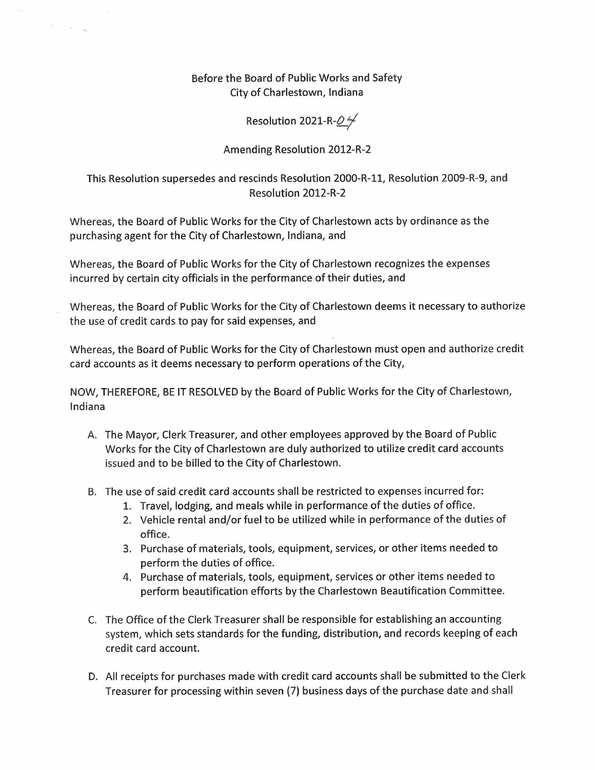Before the Board of Public Works and Safety
City of Charlestown, Indiana

Resolution 2021-R-04

Amending Resolution 2012-R-2

This Resolution supersedes and rescinds Resolution 2000-R-11, Resolution 2009-R-9, and Resolution 2012-R-2

Whereas, the Board of Public Works for the City of Charlestown acts by ordinance as the purchasing agent for the City of Charlestown, Indiana, and

Whereas, the Board of Public Works for the City of Charlestown recognizes the expenses incurred by certain city officials in the performance of their duties, and

Whereas, the Board of Public Works for the City of Charlestown deems it necessary to authorize the use of credit cards to pay for said expenses, and

Whereas, the Board of Public Works for the City of Charlestown must open and authorize credit card accounts as it deems necessary to perform operations of the City,

NOW, THEREFORE, BE IT RESOLVED by the Board of Public Works for the City of Charlestown, Indiana

A. The Mayor, Clerk Treasurer, and other employees approved by the Board of Public Works for the City of Charlestown are duly authorized to utilize credit card accounts issued and to be billed to the City of Charlestown.

B. The use of said credit card accounts shall be restricted to expenses incurred for:
   1. Travel, lodging, and meals while in performance of the duties of office.
   2. Vehicle rental and/or fuel to be utilized while in performance of the duties of office.
   3. Purchase of materials, tools, equipment, services, or other items needed to perform the duties of office.
   4. Purchase of materials, tools, equipment, services or other items needed to perform beautification efforts by the Charlestown Beautification Committee.

C. The Office of the Clerk Treasurer shall be responsible for establishing an accounting system, which sets standards for the funding, distribution, and records keeping of each credit card account.

D. All receipts for purchases made with credit card accounts shall be submitted to the Clerk Treasurer for processing within seven (7) business days of the purchase date and shall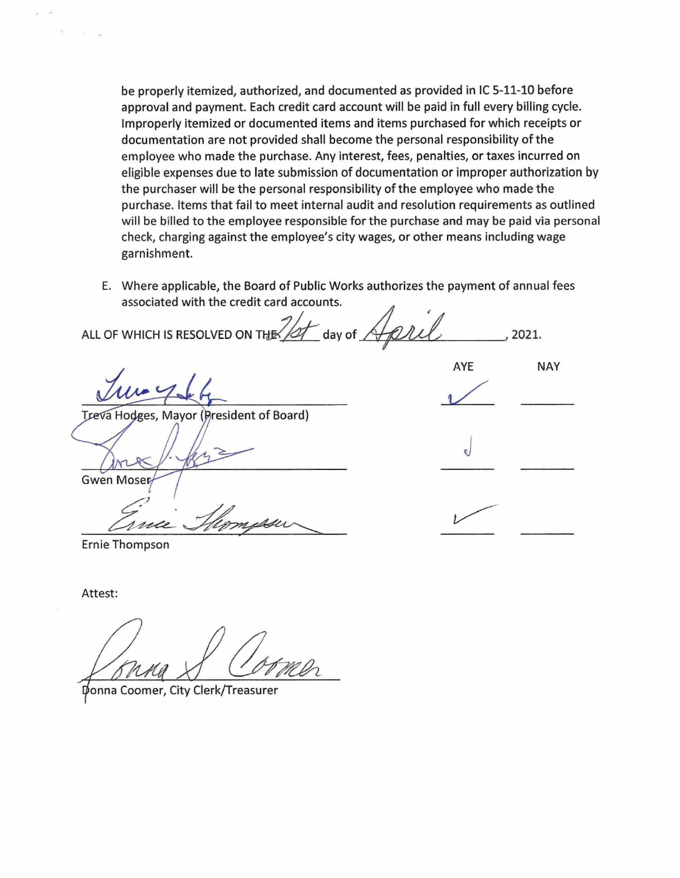be properly itemized, authorized, and documented as provided in IC 5-11-10 before approval and payment. Each credit card account will be paid in full every billing cycle. Improperly itemized or documented items and items purchased for which receipts or documentation are not provided shall become the personal responsibility of the employee who made the purchase. Any interest, fees, penalties, or taxes incurred on eligible expenses due to late submission of documentation or improper authorization by the purchaser will be the personal responsibility of the employee who made the purchase. Items that fail to meet internal audit and resolution requirements as outlined will be billed to the employee responsible for the purchase and may be paid via personal check, charging against the employee's city wages, or other means including wage garnishment.

E. Where applicable, the Board of Public Works authorizes the payment of annual fees associated with the credit card accounts.

ALL OF WHICH IS RESOLVED ON THE 21st day of April, 2021.

| | AYE | NAY |
|---|---|---|
| Treva Hodges, Mayor (President of Board) | ✓ | |
| Gwen Moser | ✓ | |
| Ernie Thompson | ✓ | |

Attest:

Donna Coomer, City Clerk/Treasurer